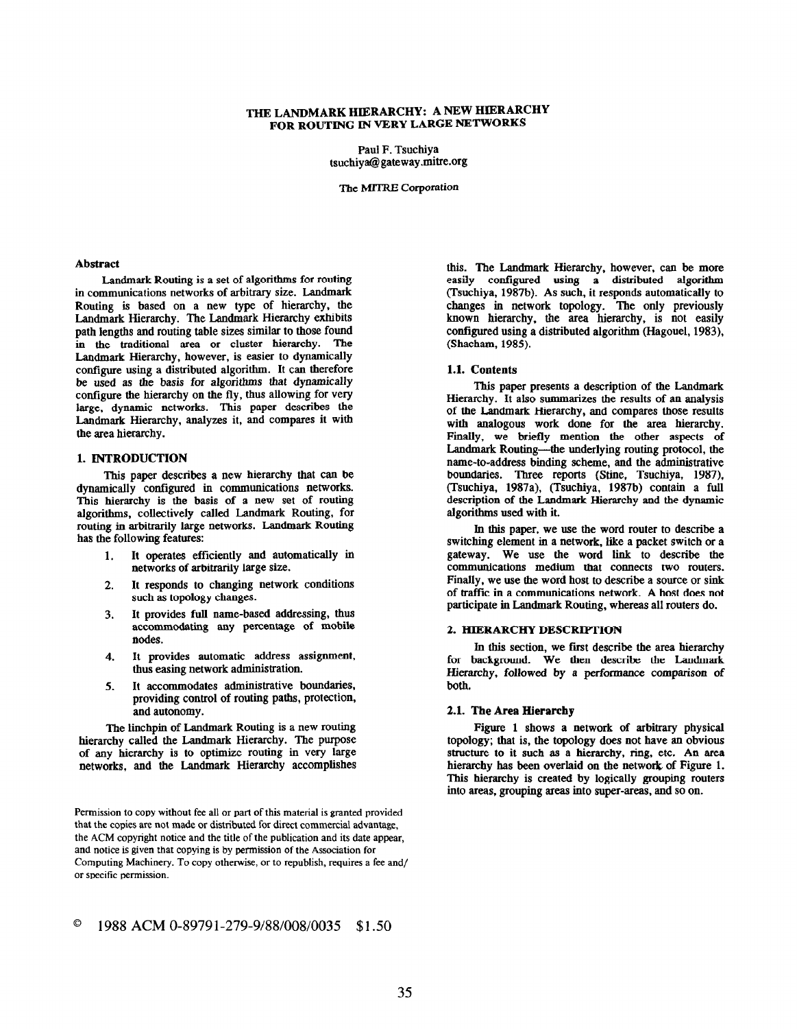# THE LANDMARK HIERARCHY: A NEW HIERARCHY FOR ROUTING IN VERY LARGE NETWORKS

Paul F. Tsuchiya
tsuchiya@gateway.mitre.org

The MITRE Corporation

### Abstract

Landmark Routing is a set of algorithms for routing in communications networks of arbitrary size. Landmark Routing is based on a new type of hierarchy, the Landmark Hierarchy. The Landmark Hierarchy exhibits path lengths and routing table sizes similar to those found in the traditional area or cluster hierarchy. The Landmark Hierarchy, however, is easier to dynamically configure using a distributed algorithm. It can therefore be used as the basis for algorithms that dynamically configure the hierarchy on the fly, thus allowing for very large, dynamic networks. This paper describes the Landmark Hierarchy, analyzes it, and compares it with the area hierarchy.

## 1. INTRODUCTION

This paper describes a new hierarchy that can be dynamically configured in communications networks. This hierarchy is the basis of a new set of routing algorithms, collectively called Landmark Routing, for routing in arbitrarily large networks. Landmark Routing has the following features:

1. It operates efficiently and automatically in networks of arbitrarily large size.
2. It responds to changing network conditions such as topology changes.
3. It provides full name-based addressing, thus accommodating any percentage of mobile nodes.
4. It provides automatic address assignment, thus easing network administration.
5. It accommodates administrative boundaries, providing control of routing paths, protection, and autonomy.

The linchpin of Landmark Routing is a new routing hierarchy called the Landmark Hierarchy. The purpose of any hierarchy is to optimize routing in very large networks, and the Landmark Hierarchy accomplishes this. The Landmark Hierarchy, however, can be more easily configured using a distributed algorithm (Tsuchiya, 1987b). As such, it responds automatically to changes in network topology. The only previously known hierarchy, the area hierarchy, is not easily configured using a distributed algorithm (Hagouel, 1983), (Shacham, 1985).

Permission to copy without fee all or part of this material is granted provided that the copies are not made or distributed for direct commercial advantage, the ACM copyright notice and the title of the publication and its date appear, and notice is given that copying is by permission of the Association for Computing Machinery. To copy otherwise, or to republish, requires a fee and/ or specific permission.

© 1988 ACM 0-89791-279-9/88/008/0035 $1.50

### 1.1. Contents

This paper presents a description of the Landmark Hierarchy. It also summarizes the results of an analysis of the Landmark Hierarchy, and compares those results with analogous work done for the area hierarchy. Finally, we briefly mention the other aspects of Landmark Routing—the underlying routing protocol, the name-to-address binding scheme, and the administrative boundaries. Three reports (Stine, Tsuchiya, 1987), (Tsuchiya, 1987a), (Tsuchiya, 1987b) contain a full description of the Landmark Hierarchy and the dynamic algorithms used with it.

In this paper, we use the word router to describe a switching element in a network, like a packet switch or a gateway. We use the word link to describe the communications medium that connects two routers. Finally, we use the word host to describe a source or sink of traffic in a communications network. A host does not participate in Landmark Routing, whereas all routers do.

## 2. HIERARCHY DESCRIPTION

In this section, we first describe the area hierarchy for background. We then describe the Landmark Hierarchy, followed by a performance comparison of both.

### 2.1. The Area Hierarchy

Figure 1 shows a network of arbitrary physical topology; that is, the topology does not have an obvious structure to it such as a hierarchy, ring, etc. An area hierarchy has been overlaid on the network of Figure 1. This hierarchy is created by logically grouping routers into areas, grouping areas into super-areas, and so on.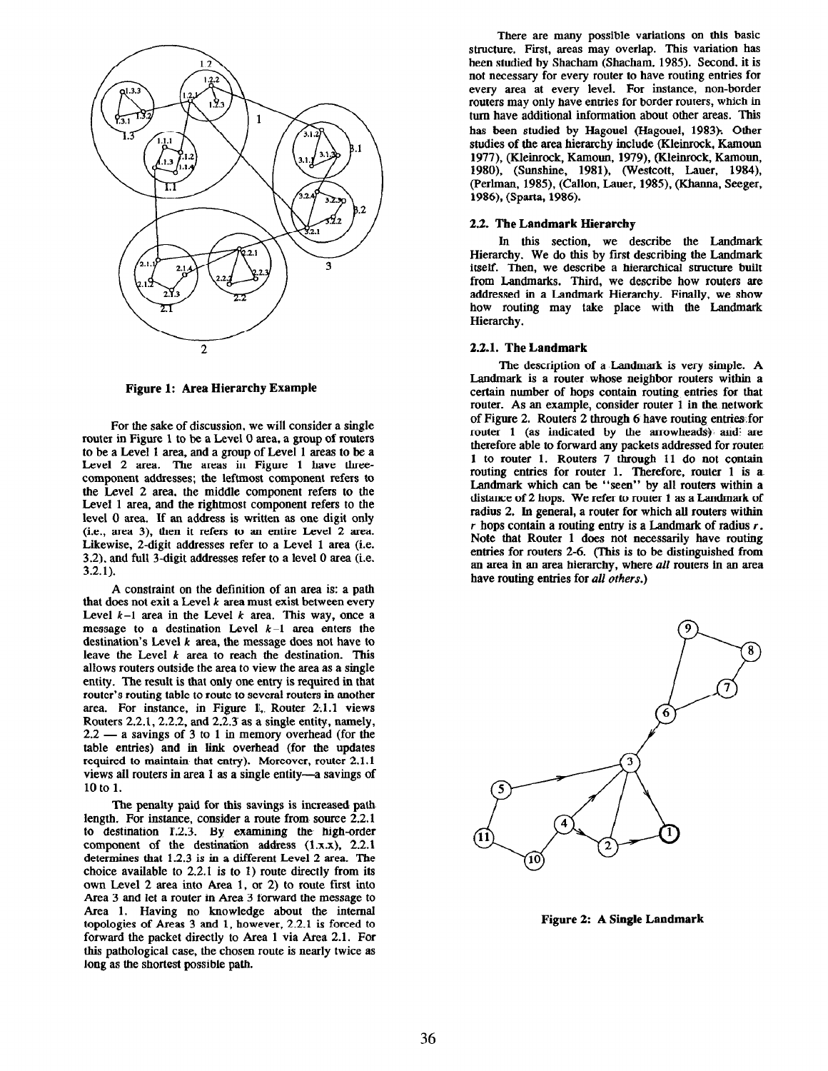Figure 1: Area Hierarchy Example

For the sake of discussion, we will consider a single router in Figure 1 to be a Level 0 area, a group of routers to be a Level 1 area, and a group of Level 1 areas to be a Level 2 area. The areas in Figure 1 have three-component addresses; the leftmost component refers to the Level 2 area, the middle component refers to the Level 1 area, and the rightmost component refers to the level 0 area. If an address is written as one digit only (i.e., area 3), then it refers to an entire Level 2 area. Likewise, 2-digit addresses refer to a Level 1 area (i.e. 3.2), and full 3-digit addresses refer to a level 0 area (i.e. 3.2.1).

A constraint on the definition of an area is: a path that does not exit a Level $k$ area must exist between every Level $k-1$ area in the Level $k$ area. This way, once a message to a destination Level $k-1$ area enters the destination's Level $k$ area, the message does not have to leave the Level $k$ area to reach the destination. This allows routers outside the area to view the area as a single entity. The result is that only one entry is required in that router's routing table to route to several routers in another area. For instance, in Figure 1, Router 2.1.1 views Routers 2.2.1, 2.2.2, and 2.2.3 as a single entity, namely, 2.2 — a savings of 3 to 1 in memory overhead (for the table entries) and in link overhead (for the updates required to maintain that entry). Moreover, router 2.1.1 views all routers in area 1 as a single entity—a savings of 10 to 1.

The penalty paid for this savings is increased path length. For instance, consider a route from source 2.2.1 to destination 1.2.3. By examining the high-order component of the destination address (1.x.x), 2.2.1 determines that 1.2.3 is in a different Level 2 area. The choice available to 2.2.1 is to 1) route directly from its own Level 2 area into Area 1, or 2) to route first into Area 3 and let a router in Area 3 forward the message to Area 1. Having no knowledge about the internal topologies of Areas 3 and 1, however, 2.2.1 is forced to forward the packet directly to Area 1 via Area 2.1. For this pathological case, the chosen route is nearly twice as long as the shortest possible path.

There are many possible variations on this basic structure. First, areas may overlap. This variation has been studied by Shacham (Shacham, 1985). Second, it is not necessary for every router to have routing entries for every area at every level. For instance, non-border routers may only have entries for border routers, which in turn have additional information about other areas. This has been studied by Hagouel (Hagouel, 1983). Other studies of the area hierarchy include (Kleinrock, Kamoun 1977), (Kleinrock, Kamoun, 1979), (Kleinrock, Kamoun, 1980), (Sunshine, 1981), (Westcott, Lauer, 1984), (Perlman, 1985), (Callon, Lauer, 1985), (Khanna, Seeger, 1986), (Sparta, 1986).

### 2.2. The Landmark Hierarchy

In this section, we describe the Landmark Hierarchy. We do this by first describing the Landmark itself. Then, we describe a hierarchical structure built from Landmarks. Third, we describe how routers are addressed in a Landmark Hierarchy. Finally, we show how routing may take place with the Landmark Hierarchy.

#### 2.2.1. The Landmark

The description of a Landmark is very simple. A Landmark is a router whose neighbor routers within a certain number of hops contain routing entries for that router. As an example, consider router 1 in the network of Figure 2. Routers 2 through 6 have routing entries for router 1 (as indicated by the arrowheads) and are therefore able to forward any packets addressed for router 1 to router 1. Routers 7 through 11 do not contain routing entries for router 1. Therefore, router 1 is a Landmark which can be "seen" by all routers within a distance of 2 hops. We refer to router 1 as a Landmark of radius 2. In general, a router for which all routers within $r$ hops contain a routing entry is a Landmark of radius $r$. Note that Router 1 does not necessarily have routing entries for routers 2-6. (This is to be distinguished from an area in an area hierarchy, where *all* routers in an area have routing entries for *all others*.)

Figure 2: A Single Landmark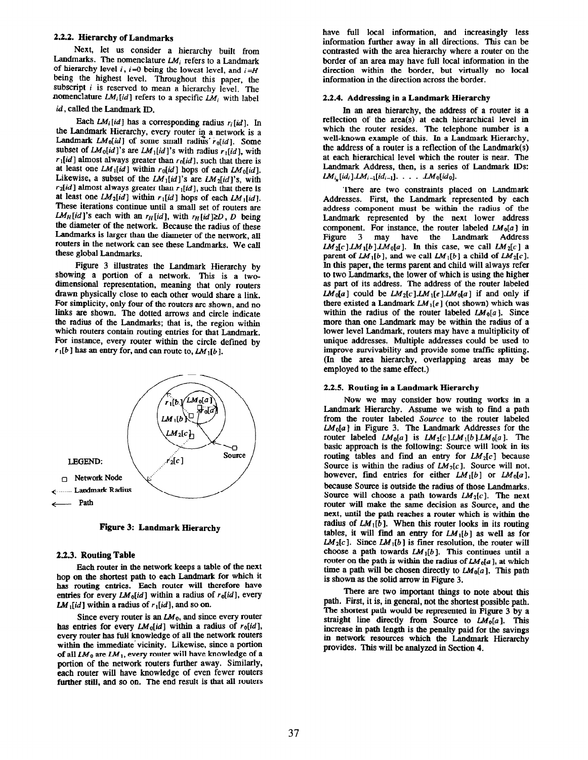#### 2.2.2. Hierarchy of Landmarks

Next, let us consider a hierarchy built from Landmarks. The nomenclature $LM_i$ refers to a Landmark of hierarchy level $i$, $i=0$ being the lowest level, and $i=H$ being the highest level. Throughout this paper, the subscript $i$ is reserved to mean a hierarchy level. The nomenclature $LM_i[id]$ refers to a specific $LM_i$ with label $id$, called the Landmark ID.

Each $LM_i[id]$ has a corresponding radius $r_i[id]$. In the Landmark Hierarchy, every router in a network is a Landmark $LM_0[id]$ of some small radius $r_0[id]$. Some subset of $LM_0[id]$'s are $LM_1[id]$'s with radius $r_1[id]$, with $r_1[id]$ almost always greater than $r_0[id]$, such that there is at least one $LM_1[id]$ within $r_0[id]$ hops of each $LM_0[id]$. Likewise, a subset of the $LM_1[id]$'s are $LM_2[id]$'s, with $r_2[id]$ almost always greater than $r_1[id]$, such that there is at least one $LM_2[id]$ within $r_1[id]$ hops of each $LM_1[id]$. These iterations continue until a small set of routers are $LM_H[id]$'s each with an $r_H[id]$, with $r_H[id] \geq D$, $D$ being the diameter of the network. Because the radius of these Landmarks is larger than the diameter of the network, all routers in the network can see these Landmarks. We call these global Landmarks.

Figure 3 illustrates the Landmark Hierarchy by showing a portion of a network. This is a two-dimensional representation, meaning that only routers drawn physically close to each other would share a link. For simplicity, only four of the routers are shown, and no links are shown. The dotted arrows and circle indicate the radius of the Landmarks; that is, the region within which routers contain routing entries for that Landmark. For instance, every router within the circle defined by $r_1[b]$ has an entry for, and can route to, $LM_1[b]$.

LEGEND:

- Network Node
- Landmark Radius
- Path

Figure 3: Landmark Hierarchy

#### 2.2.3. Routing Table

Each router in the network keeps a table of the next hop on the shortest path to each Landmark for which it has routing entries. Each router will therefore have entries for every $LM_0[id]$ within a radius of $r_0[id]$, every $LM_1[id]$ within a radius of $r_1[id]$, and so on.

Since every router is an $LM_0$, and since every router has entries for every $LM_0[id]$ within a radius of $r_0[id]$, every router has full knowledge of all the network routers within the immediate vicinity. Likewise, since a portion of all $LM_0$ are $LM_1$, every router will have knowledge of a portion of the network routers further away. Similarly, each router will have knowledge of even fewer routers further still, and so on. The end result is that all routers have full local information, and increasingly less information further away in all directions. This can be contrasted with the area hierarchy where a router on the border of an area may have full local information in the direction within the border, but virtually no local information in the direction across the border.

#### 2.2.4. Addressing in a Landmark Hierarchy

In an area hierarchy, the address of a router is a reflection of the area(s) at each hierarchical level in which the router resides. The telephone number is a well-known example of this. In a Landmark Hierarchy, the address of a router is a reflection of the Landmark(s) at each hierarchical level which the router is near. The Landmark Address, then, is a series of Landmark IDs: $LM_{i_H}[id_i].LM_{i-1}[id_{i-1}]. \ . \ . \ . \ .LM_0[id_0]$.

There are two constraints placed on Landmark Addresses. First, the Landmark represented by each address component must be within the radius of the Landmark represented by the next lower address component. For instance, the router labeled $LM_0[a]$ in Figure 3 may have the Landmark Address $LM_2[c].LM_1[b].LM_0[a]$. In this case, we call $LM_2[c]$ a parent of $LM_1[b]$, and we call $LM_1[b]$ a child of $LM_2[c]$. In this paper, the terms parent and child will always refer to two Landmarks, the lower of which is using the higher as part of its address. The address of the router labeled $LM_0[a]$ could be $LM_2[c].LM_1[e].LM_0[a]$ if and only if there existed a Landmark $LM_1[e]$ (not shown) which was within the radius of the router labeled $LM_0[a]$. Since more than one Landmark may be within the radius of a lower level Landmark, routers may have a multiplicity of unique addresses. Multiple addresses could be used to improve survivability and provide some traffic splitting. (In the area hierarchy, overlapping areas may be employed to the same effect.)

#### 2.2.5. Routing in a Landmark Hierarchy

Now we may consider how routing works in a Landmark Hierarchy. Assume we wish to find a path from the router labeled *Source* to the router labeled $LM_0[a]$ in Figure 3. The Landmark Addresses for the router labeled $LM_0[a]$ is $LM_2[c].LM_1[b].LM_0[a]$. The basic approach is the following: Source will look in its routing tables and find an entry for $LM_2[c]$ because Source is within the radius of $LM_2[c]$. Source will not, however, find entries for either $LM_1[b]$ or $LM_0[a]$, because Source is outside the radius of those Landmarks. Source will choose a path towards $LM_2[c]$. The next router will make the same decision as Source, and the next, until the path reaches a router which is within the radius of $LM_1[b]$. When this router looks in its routing tables, it will find an entry for $LM_1[b]$ as well as for $LM_2[c]$. Since $LM_1[b]$ is finer resolution, the router will choose a path towards $LM_1[b]$. This continues until a router on the path is within the radius of $LM_0[a]$, at which time a path will be chosen directly to $LM_0[a]$. This path is shown as the solid arrow in Figure 3.

There are two important things to note about this path. First, it is, in general, not the shortest possible path. The shortest path would be represented in Figure 3 by a straight line directly from Source to $LM_0[a]$. This increase in path length is the penalty paid for the savings in network resources which the Landmark Hierarchy provides. This will be analyzed in Section 4.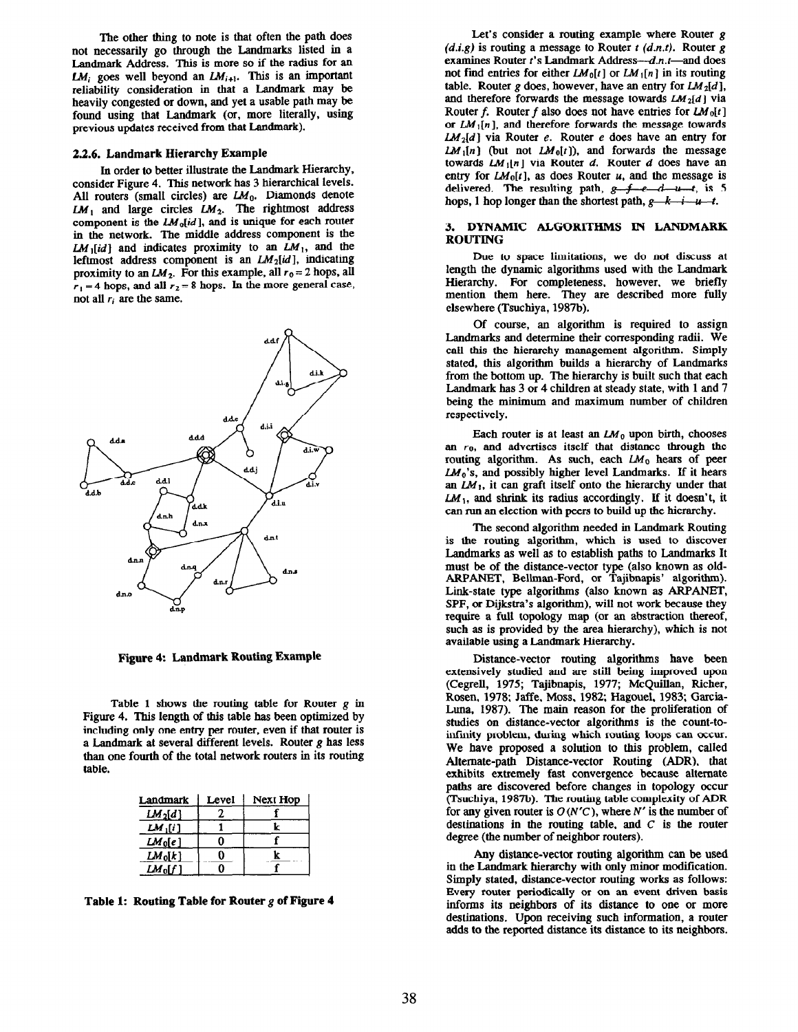The other thing to note is that often the path does not necessarily go through the Landmarks listed in a Landmark Address. This is more so if the radius for an $LM_i$ goes well beyond an $LM_{i+1}$. This is an important reliability consideration in that a Landmark may be heavily congested or down, and yet a usable path may be found using that Landmark (or, more literally, using previous updates received from that Landmark).

### 2.2.6. Landmark Hierarchy Example

In order to better illustrate the Landmark Hierarchy, consider Figure 4. This network has 3 hierarchical levels. All routers (small circles) are $LM_0$. Diamonds denote $LM_1$ and large circles $LM_2$. The rightmost address component is the $LM_0[id]$, and is unique for each router in the network. The middle address component is the $LM_1[id]$ and indicates proximity to an $LM_1$, and the leftmost address component is an $LM_2[id]$, indicating proximity to an $LM_2$. For this example, all $r_0 = 2$ hops, all $r_1 = 4$ hops, and all $r_2 = 8$ hops. In the more general case, not all $r_i$ are the same.

**Figure 4: Landmark Routing Example**

Table 1 shows the routing table for Router *g* in Figure 4. This length of this table has been optimized by including only one entry per router, even if that router is a Landmark at several different levels. Router *g* has less than one fourth of the total network routers in its routing table.

| Landmark | Level | Next Hop |
|---|---|---|
| $LM_2[d]$ | 2 | f |
| $LM_1[i]$ | 1 | k |
| $LM_0[e]$ | 0 | f |
| $LM_0[k]$ | 0 | k |
| $LM_0[f]$ | 0 | f |

**Table 1: Routing Table for Router *g* of Figure 4**

Let's consider a routing example where Router *g* (*d.i.g*) is routing a message to Router *t* (*d.n.t*). Router *g* examines Router *t*'s Landmark Address—*d.n.t*—and does not find entries for either $LM_0[t]$ or $LM_1[n]$ in its routing table. Router *g* does, however, have an entry for $LM_2[d]$, and therefore forwards the message towards $LM_2[d]$ via Router *f*. Router *f* also does not have entries for $LM_0[t]$ or $LM_1[n]$, and therefore forwards the message towards $LM_2[d]$ via Router *e*. Router *e* does have an entry for $LM_1[n]$ (but not $LM_0[t]$), and forwards the message towards $LM_1[n]$ via Router *d*. Router *d* does have an entry for $LM_0[t]$, as does Router *u*, and the message is delivered. The resulting path, *g—f—e—d—u—t*, is 5 hops, 1 hop longer than the shortest path, *g—k—i—u—t*.

## 3. DYNAMIC ALGORITHMS IN LANDMARK ROUTING

Due to space limitations, we do not discuss at length the dynamic algorithms used with the Landmark Hierarchy. For completeness, however, we briefly mention them here. They are described more fully elsewhere (Tsuchiya, 1987b).

Of course, an algorithm is required to assign Landmarks and determine their corresponding radii. We call this the hierarchy management algorithm. Simply stated, this algorithm builds a hierarchy of Landmarks from the bottom up. The hierarchy is built such that each Landmark has 3 or 4 children at steady state, with 1 and 7 being the minimum and maximum number of children respectively.

Each router is at least an $LM_0$ upon birth, chooses an $r_0$, and advertises itself that distance through the routing algorithm. As such, each $LM_0$ hears of peer $LM_0$'s, and possibly higher level Landmarks. If it hears an $LM_1$, it can graft itself onto the hierarchy under that $LM_1$, and shrink its radius accordingly. If it doesn't, it can run an election with peers to build up the hierarchy.

The second algorithm needed in Landmark Routing is the routing algorithm, which is used to discover Landmarks as well as to establish paths to Landmarks It must be of the distance-vector type (also known as old-ARPANET, Bellman-Ford, or Tajibnapis' algorithm). Link-state type algorithms (also known as ARPANET, SPF, or Dijkstra's algorithm), will not work because they require a full topology map (or an abstraction thereof, such as is provided by the area hierarchy), which is not available using a Landmark Hierarchy.

Distance-vector routing algorithms have been extensively studied and are still being improved upon (Cegrell, 1975; Tajibnapis, 1977; McQuillan, Richer, Rosen, 1978; Jaffe, Moss, 1982; Hagouel, 1983; Garcia-Luna, 1987). The main reason for the proliferation of studies on distance-vector algorithms is the count-to-infinity problem, during which routing loops can occur. We have proposed a solution to this problem, called Alternate-path Distance-vector Routing (ADR), that exhibits extremely fast convergence because alternate paths are discovered before changes in topology occur (Tsuchiya, 1987b). The routing table complexity of ADR for any given router is $O(N'C)$, where $N'$ is the number of destinations in the routing table, and $C$ is the router degree (the number of neighbor routers).

Any distance-vector routing algorithm can be used in the Landmark hierarchy with only minor modification. Simply stated, distance-vector routing works as follows: Every router periodically or on an event driven basis informs its neighbors of its distance to one or more destinations. Upon receiving such information, a router adds to the reported distance its distance to its neighbors.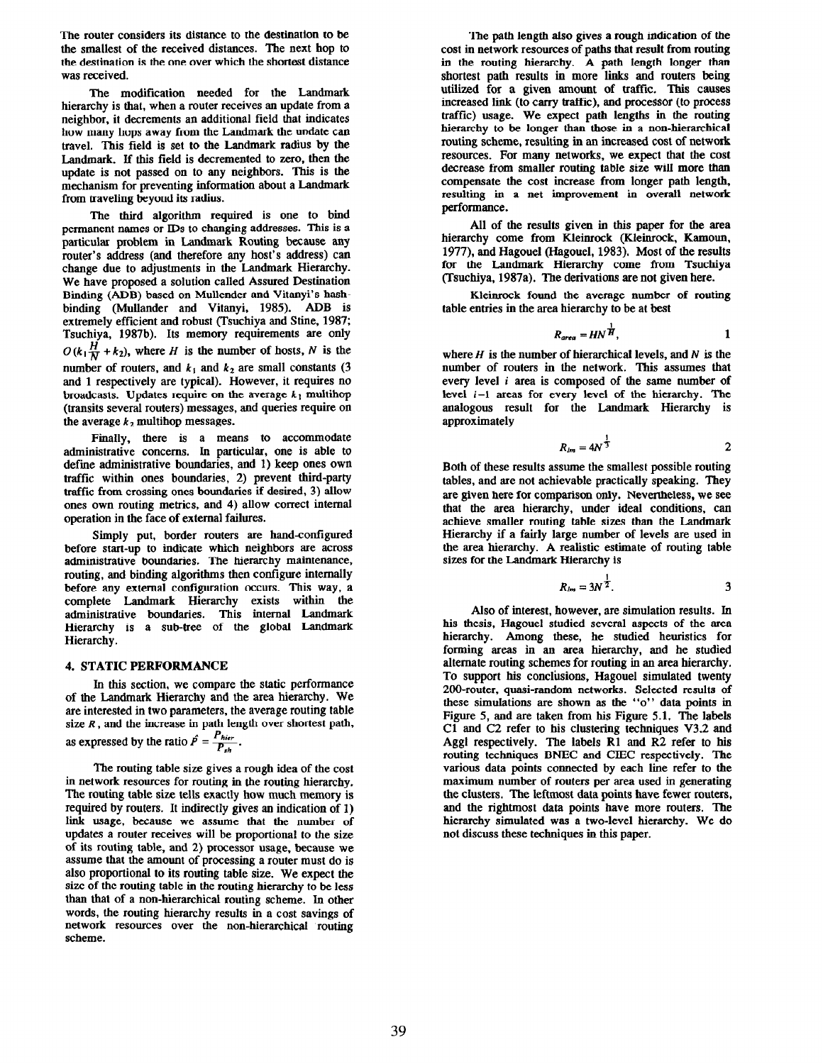The router considers its distance to the destination to be the smallest of the received distances. The next hop to the destination is the one over which the shortest distance was received.

The modification needed for the Landmark hierarchy is that, when a router receives an update from a neighbor, it decrements an additional field that indicates how many hops away from the Landmark the update can travel. This field is set to the Landmark radius by the Landmark. If this field is decremented to zero, then the update is not passed on to any neighbors. This is the mechanism for preventing information about a Landmark from traveling beyond its radius.

The third algorithm required is one to bind permanent names or IDs to changing addresses. This is a particular problem in Landmark Routing because any router's address (and therefore any host's address) can change due to adjustments in the Landmark Hierarchy. We have proposed a solution called Assured Destination Binding (ADB) based on Mullender and Vitanyi's hash-binding (Mullander and Vitanyi, 1985). ADB is extremely efficient and robust (Tsuchiya and Stine, 1987; Tsuchiya, 1987b). Its memory requirements are only $O(k_1 \frac{H}{N} + k_2)$, where $H$ is the number of hosts, $N$ is the number of routers, and $k_1$ and $k_2$ are small constants (3 and 1 respectively are typical). However, it requires no broadcasts. Updates require on the average $k_1$ multihop (transits several routers) messages, and queries require on the average $k_2$ multihop messages.

Finally, there is a means to accommodate administrative concerns. In particular, one is able to define administrative boundaries, and 1) keep ones own traffic within ones boundaries, 2) prevent third-party traffic from crossing ones boundaries if desired, 3) allow ones own routing metrics, and 4) allow correct internal operation in the face of external failures.

Simply put, border routers are hand-configured before start-up to indicate which neighbors are across administrative boundaries. The hierarchy maintenance, routing, and binding algorithms then configure internally before any external configuration occurs. This way, a complete Landmark Hierarchy exists within the administrative boundaries. This internal Landmark Hierarchy is a sub-tree of the global Landmark Hierarchy.

## 4. STATIC PERFORMANCE

In this section, we compare the static performance of the Landmark Hierarchy and the area hierarchy. We are interested in two parameters, the average routing table size $R$, and the increase in path length over shortest path, as expressed by the ratio $\hat{P} = \frac{P_{hier}}{P_{sh}}$.

The routing table size gives a rough idea of the cost in network resources for routing in the routing hierarchy. The routing table size tells exactly how much memory is required by routers. It indirectly gives an indication of 1) link usage, because we assume that the number of updates a router receives will be proportional to the size of its routing table, and 2) processor usage, because we assume that the amount of processing a router must do is also proportional to its routing table size. We expect the size of the routing table in the routing hierarchy to be less than that of a non-hierarchical routing scheme. In other words, the routing hierarchy results in a cost savings of network resources over the non-hierarchical routing scheme.

The path length also gives a rough indication of the cost in network resources of paths that result from routing in the routing hierarchy. A path length longer than shortest path results in more links and routers being utilized for a given amount of traffic. This causes increased link (to carry traffic), and processor (to process traffic) usage. We expect path lengths in the routing hierarchy to be longer than those in a non-hierarchical routing scheme, resulting in an increased cost of network resources. For many networks, we expect that the cost decrease from smaller routing table size will more than compensate the cost increase from longer path length, resulting in a net improvement in overall network performance.

All of the results given in this paper for the area hierarchy come from Kleinrock (Kleinrock, Kamoun, 1977), and Hagouel (Hagouel, 1983). Most of the results for the Landmark Hierarchy come from Tsuchiya (Tsuchiya, 1987a). The derivations are not given here.

Kleinrock found the average number of routing table entries in the area hierarchy to be at best

$$R_{area} = HN^{\frac{1}{H}}, \qquad 1$$

where $H$ is the number of hierarchical levels, and $N$ is the number of routers in the network. This assumes that every level $i$ area is composed of the same number of level $i-1$ areas for every level of the hierarchy. The analogous result for the Landmark Hierarchy is approximately

$$R_{lm} = 4N^{\frac{1}{3}} \qquad 2$$

Both of these results assume the smallest possible routing tables, and are not achievable practically speaking. They are given here for comparison only. Nevertheless, we see that the area hierarchy, under ideal conditions, can achieve smaller routing table sizes than the Landmark Hierarchy if a fairly large number of levels are used in the area hierarchy. A realistic estimate of routing table sizes for the Landmark Hierarchy is

$$R_{lm} = 3N^{\frac{1}{2}}. \qquad 3$$

Also of interest, however, are simulation results. In his thesis, Hagouel studied several aspects of the area hierarchy. Among these, he studied heuristics for forming areas in an area hierarchy, and he studied alternate routing schemes for routing in an area hierarchy. To support his conclusions, Hagouel simulated twenty 200-router, quasi-random networks. Selected results of these simulations are shown as the "o" data points in Figure 5, and are taken from his Figure 5.1. The labels C1 and C2 refer to his clustering techniques V3.2 and Aggl respectively. The labels R1 and R2 refer to his routing techniques DNEC and CIEC respectively. The various data points connected by each line refer to the maximum number of routers per area used in generating the clusters. The leftmost data points have fewer routers, and the rightmost data points have more routers. The hierarchy simulated was a two-level hierarchy. We do not discuss these techniques in this paper.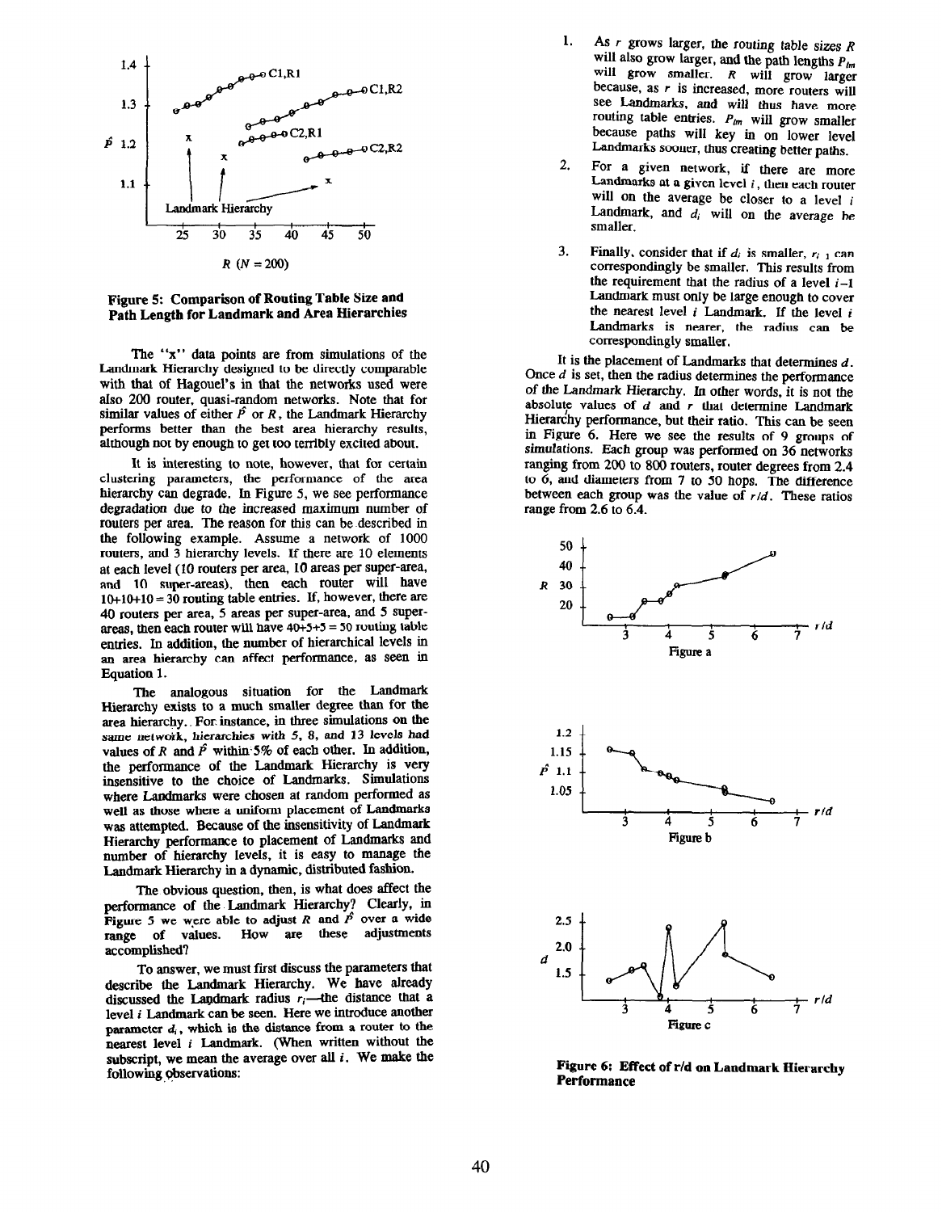Figure 5: Comparison of Routing Table Size and Path Length for Landmark and Area Hierarchies

The "x" data points are from simulations of the Landmark Hierarchy designed to be directly comparable with that of Hagouel's in that the networks used were also 200 router, quasi-random networks. Note that for similar values of either $\hat{P}$ or $R$, the Landmark Hierarchy performs better than the best area hierarchy results, although not by enough to get too terribly excited about.

It is interesting to note, however, that for certain clustering parameters, the performance of the area hierarchy can degrade. In Figure 5, we see performance degradation due to the increased maximum number of routers per area. The reason for this can be described in the following example. Assume a network of 1000 routers, and 3 hierarchy levels. If there are 10 elements at each level (10 routers per area, 10 areas per super-area, and 10 super-areas), then each router will have 10+10+10 = 30 routing table entries. If, however, there are 40 routers per area, 5 areas per super-area, and 5 super-areas, then each router will have 40+5+5 = 50 routing table entries. In addition, the number of hierarchical levels in an area hierarchy can affect performance, as seen in Equation 1.

The analogous situation for the Landmark Hierarchy exists to a much smaller degree than for the area hierarchy. For instance, in three simulations on the same network, hierarchies with 5, 8, and 13 levels had values of $R$ and $\hat{P}$ within 5% of each other. In addition, the performance of the Landmark Hierarchy is very insensitive to the choice of Landmarks. Simulations where Landmarks were chosen at random performed as well as those where a uniform placement of Landmarks was attempted. Because of the insensitivity of Landmark Hierarchy performance to placement of Landmarks and number of hierarchy levels, it is easy to manage the Landmark Hierarchy in a dynamic, distributed fashion.

The obvious question, then, is what does affect the performance of the Landmark Hierarchy? Clearly, in Figure 5 we were able to adjust $R$ and $\hat{P}$ over a wide range of values. How are these adjustments accomplished?

To answer, we must first discuss the parameters that describe the Landmark Hierarchy. We have already discussed the Landmark radius $r_i$—the distance that a level $i$ Landmark can be seen. Here we introduce another parameter $d_i$, which is the distance from a router to the nearest level $i$ Landmark. (When written without the subscript, we mean the average over all $i$. We make the following observations:

1. As $r$ grows larger, the routing table sizes $R$ will also grow larger, and the path lengths $P_{lm}$ will grow smaller. $R$ will grow larger because, as $r$ is increased, more routers will see Landmarks, and will thus have more routing table entries. $P_{lm}$ will grow smaller because paths will key in on lower level Landmarks sooner, thus creating better paths.
2. For a given network, if there are more Landmarks at a given level $i$, then each router will on the average be closer to a level $i$ Landmark, and $d_i$ will on the average be smaller.
3. Finally, consider that if $d_i$ is smaller, $r_{i-1}$ can correspondingly be smaller. This results from the requirement that the radius of a level $i-1$ Landmark must only be large enough to cover the nearest level $i$ Landmark. If the level $i$ Landmarks is nearer, the radius can be correspondingly smaller.

It is the placement of Landmarks that determines $d$. Once $d$ is set, then the radius determines the performance of the Landmark Hierarchy. In other words, it is not the absolute values of $d$ and $r$ that determine Landmark Hierarchy performance, but their ratio. This can be seen in Figure 6. Here we see the results of 9 groups of simulations. Each group was performed on 36 networks ranging from 200 to 800 routers, router degrees from 2.4 to 6, and diameters from 7 to 50 hops. The difference between each group was the value of $r/d$. These ratios range from 2.6 to 6.4.

Figure 6: Effect of r/d on Landmark Hierarchy Performance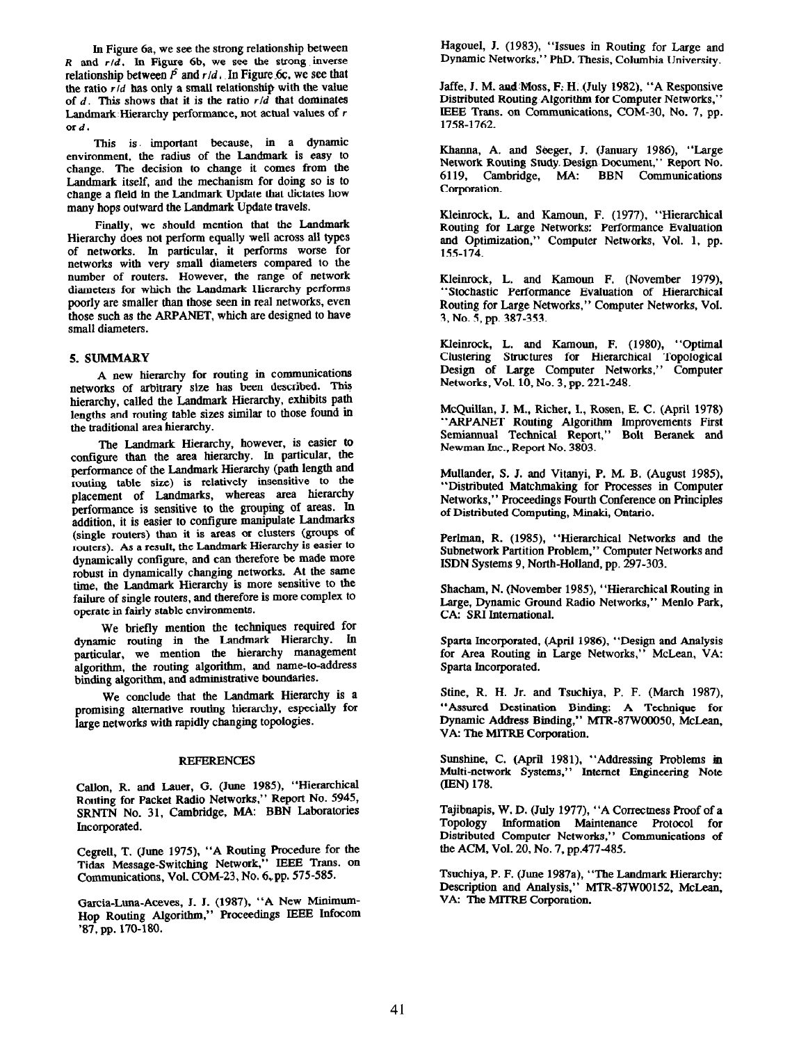In Figure 6a, we see the strong relationship between $R$ and $r/d$. In Figure 6b, we see the strong inverse relationship between $\bar{P}$ and $r/d$. In Figure 6c, we see that the ratio $r/d$ has only a small relationship with the value of $d$. This shows that it is the ratio $r/d$ that dominates Landmark Hierarchy performance, not actual values of $r$ or $d$.

This is important because, in a dynamic environment, the radius of the Landmark is easy to change. The decision to change it comes from the Landmark itself, and the mechanism for doing so is to change a field in the Landmark Update that dictates how many hops outward the Landmark Update travels.

Finally, we should mention that the Landmark Hierarchy does not perform equally well across all types of networks. In particular, it performs worse for networks with very small diameters compared to the number of routers. However, the range of network diameters for which the Landmark Hierarchy performs poorly are smaller than those seen in real networks, even those such as the ARPANET, which are designed to have small diameters.

## 5. SUMMARY

A new hierarchy for routing in communications networks of arbitrary size has been described. This hierarchy, called the Landmark Hierarchy, exhibits path lengths and routing table sizes similar to those found in the traditional area hierarchy.

The Landmark Hierarchy, however, is easier to configure than the area hierarchy. In particular, the performance of the Landmark Hierarchy (path length and routing table size) is relatively insensitive to the placement of Landmarks, whereas area hierarchy performance is sensitive to the grouping of areas. In addition, it is easier to configure manipulate Landmarks (single routers) than it is areas or clusters (groups of routers). As a result, the Landmark Hierarchy is easier to dynamically configure, and can therefore be made more robust in dynamically changing networks. At the same time, the Landmark Hierarchy is more sensitive to the failure of single routers, and therefore is more complex to operate in fairly stable environments.

We briefly mention the techniques required for dynamic routing in the Landmark Hierarchy. In particular, we mention the hierarchy management algorithm, the routing algorithm, and name-to-address binding algorithm, and administrative boundaries.

We conclude that the Landmark Hierarchy is a promising alternative routing hierarchy, especially for large networks with rapidly changing topologies.

## REFERENCES

Callon, R. and Lauer, G. (June 1985), "Hierarchical Routing for Packet Radio Networks," Report No. 5945, SRNTN No. 31, Cambridge, MA: BBN Laboratories Incorporated.

Cegrell, T. (June 1975), "A Routing Procedure for the Tidas Message-Switching Network," IEEE Trans. on Communications, Vol. COM-23, No. 6, pp. 575-585.

Garcia-Luna-Aceves, J. J. (1987), "A New Minimum-Hop Routing Algorithm," Proceedings IEEE Infocom '87, pp. 170-180.

Hagouel, J. (1983), "Issues in Routing for Large and Dynamic Networks," PhD. Thesis, Columbia University.

Jaffe, J. M. and Moss, F. H. (July 1982), "A Responsive Distributed Routing Algorithm for Computer Networks," IEEE Trans. on Communications, COM-30, No. 7, pp. 1758-1762.

Khanna, A. and Seeger, J. (January 1986), "Large Network Routing Study. Design Document," Report No. 6119, Cambridge, MA: BBN Communications Corporation.

Kleinrock, L. and Kamoun, F. (1977), "Hierarchical Routing for Large Networks: Performance Evaluation and Optimization," Computer Networks, Vol. 1, pp. 155-174.

Kleinrock, L. and Kamoun F. (November 1979), "Stochastic Performance Evaluation of Hierarchical Routing for Large Networks," Computer Networks, Vol. 3, No. 5, pp. 387-353.

Kleinrock, L. and Kamoun, F. (1980), "Optimal Clustering Structures for Hierarchical Topological Design of Large Computer Networks," Computer Networks, Vol. 10, No. 3, pp. 221-248.

McQuillan, J. M., Richer, I., Rosen, E. C. (April 1978) "ARPANET Routing Algorithm Improvements First Semiannual Technical Report," Bolt Beranek and Newman Inc., Report No. 3803.

Mullander, S. J. and Vitanyi, P. M. B. (August 1985), "Distributed Matchmaking for Processes in Computer Networks," Proceedings Fourth Conference on Principles of Distributed Computing, Minaki, Ontario.

Perlman, R. (1985), "Hierarchical Networks and the Subnetwork Partition Problem," Computer Networks and ISDN Systems 9, North-Holland, pp. 297-303.

Shacham, N. (November 1985), "Hierarchical Routing in Large, Dynamic Ground Radio Networks," Menlo Park, CA: SRI International.

Sparta Incorporated, (April 1986), "Design and Analysis for Area Routing in Large Networks," McLean, VA: Sparta Incorporated.

Stine, R. H. Jr. and Tsuchiya, P. F. (March 1987), "Assured Destination Binding: A Technique for Dynamic Address Binding," MTR-87W00050, McLean, VA: The MITRE Corporation.

Sunshine, C. (April 1981), "Addressing Problems in Multi-network Systems," Internet Engineering Note (IEN) 178.

Tajibnapis, W. D. (July 1977), "A Correctness Proof of a Topology Information Maintenance Protocol for Distributed Computer Networks," Communications of the ACM, Vol. 20, No. 7, pp.477-485.

Tsuchiya, P. F. (June 1987a), "The Landmark Hierarchy: Description and Analysis," MTR-87W00152, McLean, VA: The MITRE Corporation.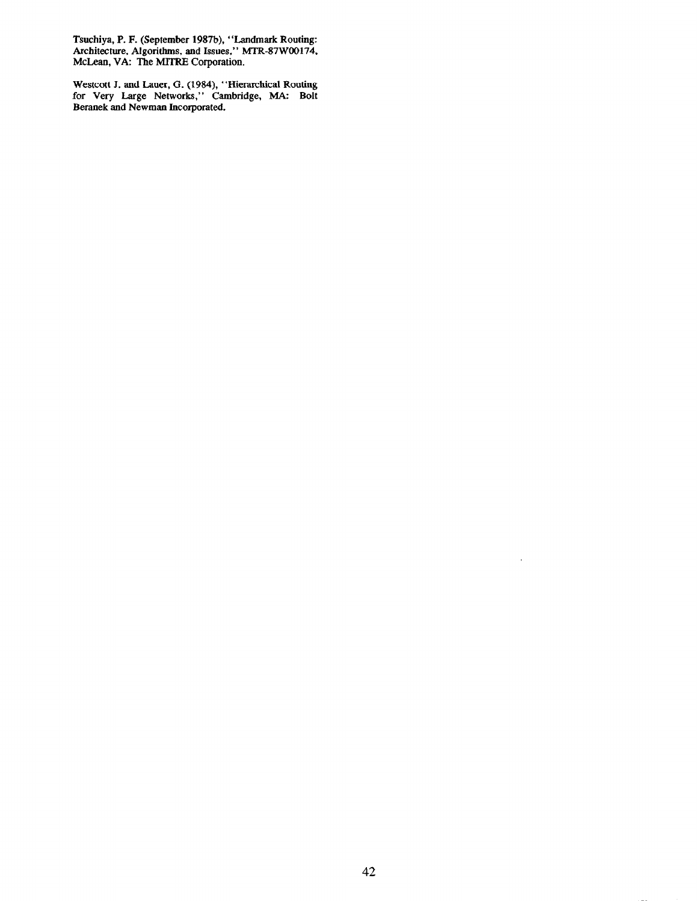Tsuchiya, P. F. (September 1987b), "Landmark Routing: Architecture, Algorithms, and Issues," MTR-87W00174, McLean, VA: The MITRE Corporation.

Westcott J. and Lauer, G. (1984), "Hierarchical Routing for Very Large Networks," Cambridge, MA: Bolt Beranek and Newman Incorporated.